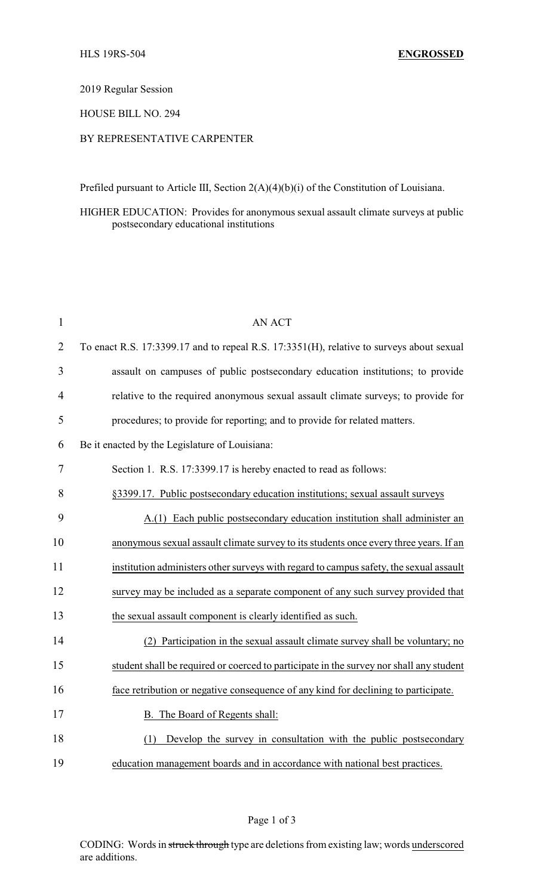HLS 19RS-504 **ENGROSSED**

2019 Regular Session

HOUSE BILL NO. 294

BY REPRESENTATIVE CARPENTER

Prefiled pursuant to Article III, Section 2(A)(4)(b)(i) of the Constitution of Louisiana.

HIGHER EDUCATION: Provides for anonymous sexual assault climate surveys at public postsecondary educational institutions

AN ACT

To enact R.S. 17:3399.17 and to repeal R.S. 17:3351(H), relative to surveys about sexual assault on campuses of public postsecondary education institutions; to provide relative to the required anonymous sexual assault climate surveys; to provide for procedures; to provide for reporting; and to provide for related matters.

Be it enacted by the Legislature of Louisiana:

Section 1. R.S. 17:3399.17 is hereby enacted to read as follows:

§3399.17. Public postsecondary education institutions; sexual assault surveys

A.(1) Each public postsecondary education institution shall administer an anonymous sexual assault climate survey to its students once every three years. If an institution administers other surveys with regard to campus safety, the sexual assault survey may be included as a separate component of any such survey provided that the sexual assault component is clearly identified as such.

(2) Participation in the sexual assault climate survey shall be voluntary; no student shall be required or coerced to participate in the survey nor shall any student face retribution or negative consequence of any kind for declining to participate.

B. The Board of Regents shall:

(1) Develop the survey in consultation with the public postsecondary education management boards and in accordance with national best practices.

CODING: Words in ~~struck through~~ type are deletions from existing law; words underscored are additions.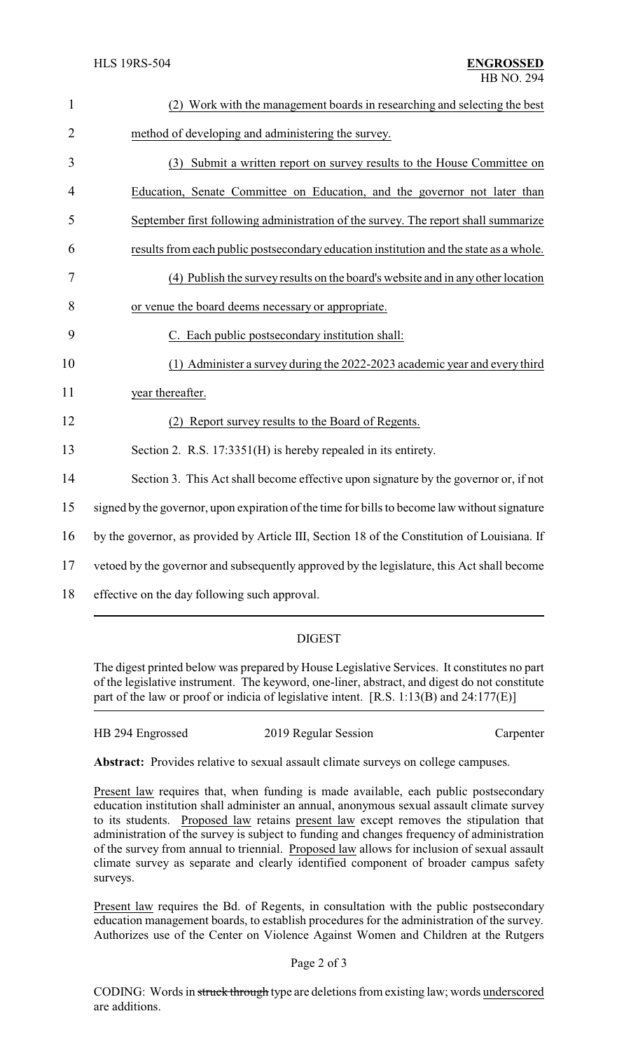(2) Work with the management boards in researching and selecting the best method of developing and administering the survey.

(3) Submit a written report on survey results to the House Committee on Education, Senate Committee on Education, and the governor not later than September first following administration of the survey. The report shall summarize results from each public postsecondary education institution and the state as a whole.

(4) Publish the survey results on the board's website and in any other location or venue the board deems necessary or appropriate.

C. Each public postsecondary institution shall:

(1) Administer a survey during the 2022-2023 academic year and every third year thereafter.

(2) Report survey results to the Board of Regents.

Section 2. R.S. 17:3351(H) is hereby repealed in its entirety.

Section 3. This Act shall become effective upon signature by the governor or, if not signed by the governor, upon expiration of the time for bills to become law without signature by the governor, as provided by Article III, Section 18 of the Constitution of Louisiana. If vetoed by the governor and subsequently approved by the legislature, this Act shall become effective on the day following such approval.

## DIGEST

The digest printed below was prepared by House Legislative Services. It constitutes no part of the legislative instrument. The keyword, one-liner, abstract, and digest do not constitute part of the law or proof or indicia of legislative intent. [R.S. 1:13(B) and 24:177(E)]

HB 294 Engrossed 2019 Regular Session Carpenter

**Abstract:** Provides relative to sexual assault climate surveys on college campuses.

Present law requires that, when funding is made available, each public postsecondary education institution shall administer an annual, anonymous sexual assault climate survey to its students. Proposed law retains present law except removes the stipulation that administration of the survey is subject to funding and changes frequency of administration of the survey from annual to triennial. Proposed law allows for inclusion of sexual assault climate survey as separate and clearly identified component of broader campus safety surveys.

Present law requires the Bd. of Regents, in consultation with the public postsecondary education management boards, to establish procedures for the administration of the survey. Authorizes use of the Center on Violence Against Women and Children at the Rutgers

CODING: Words in ~~struck through~~ type are deletions from existing law; words underscored are additions.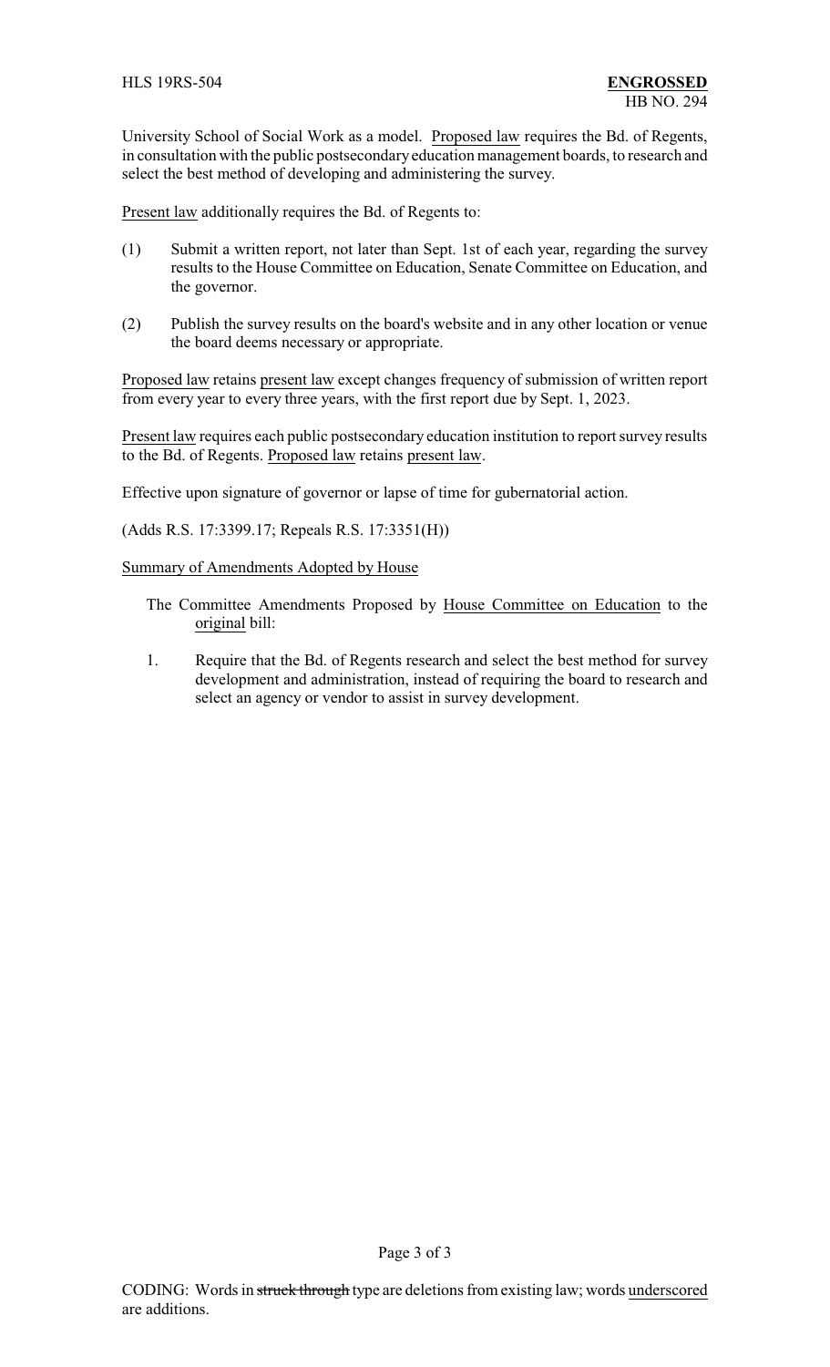University School of Social Work as a model. Proposed law requires the Bd. of Regents, in consultation with the public postsecondary education management boards, to research and select the best method of developing and administering the survey.

Present law additionally requires the Bd. of Regents to:

(1) Submit a written report, not later than Sept. 1st of each year, regarding the survey results to the House Committee on Education, Senate Committee on Education, and the governor.

(2) Publish the survey results on the board's website and in any other location or venue the board deems necessary or appropriate.

Proposed law retains present law except changes frequency of submission of written report from every year to every three years, with the first report due by Sept. 1, 2023.

Present law requires each public postsecondary education institution to report survey results to the Bd. of Regents. Proposed law retains present law.

Effective upon signature of governor or lapse of time for gubernatorial action.

(Adds R.S. 17:3399.17; Repeals R.S. 17:3351(H))

Summary of Amendments Adopted by House

The Committee Amendments Proposed by House Committee on Education to the original bill:

1. Require that the Bd. of Regents research and select the best method for survey development and administration, instead of requiring the board to research and select an agency or vendor to assist in survey development.

CODING: Words in ~~struck through~~ type are deletions from existing law; words underscored are additions.